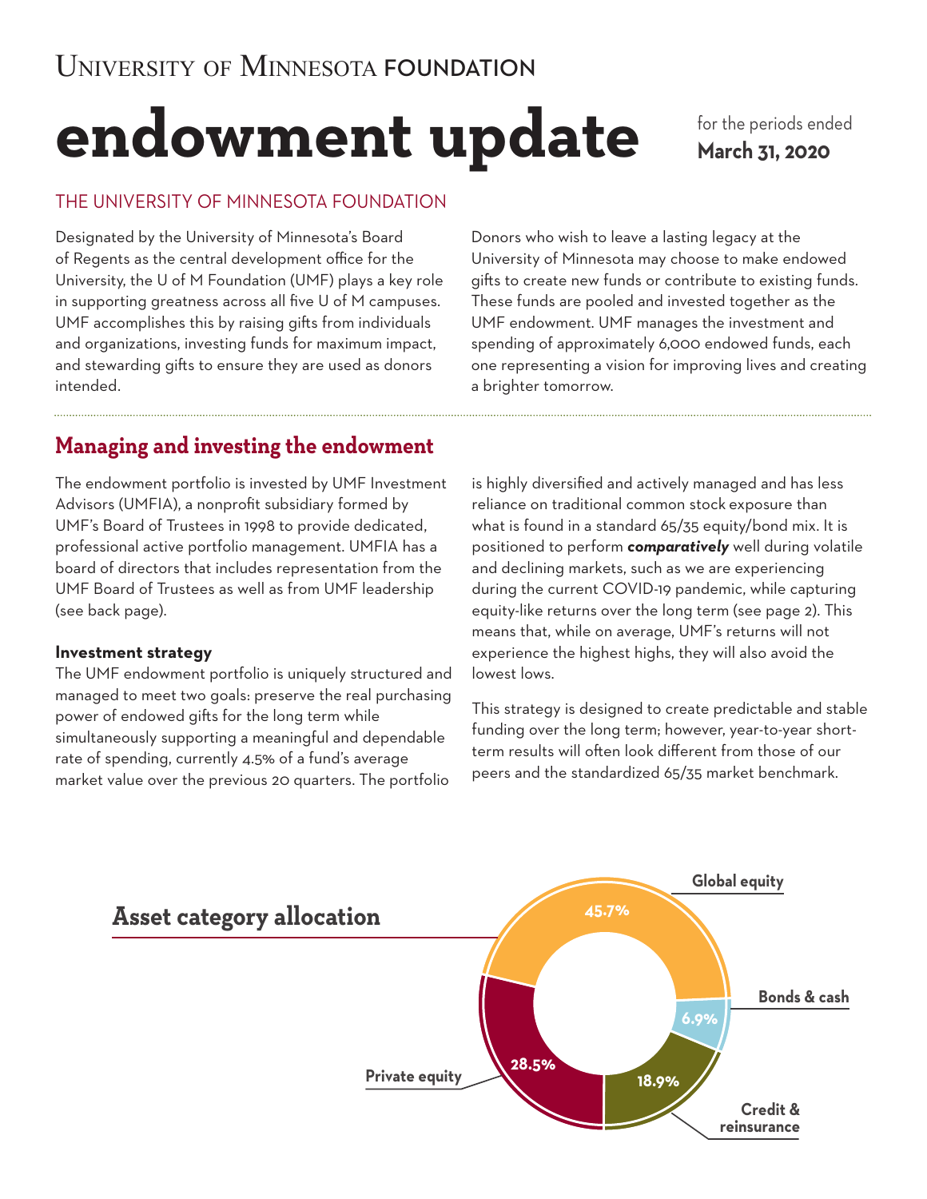# University of Minnesota FOUNDATION

# endowment update

for the periods ended **March 31, 2020**

## THE UNIVERSITY OF MINNESOTA FOUNDATION

Designated by the University of Minnesota's Board of Regents as the central development office for the University, the U of M Foundation (UMF) plays a key role in supporting greatness across all five U of M campuses. UMF accomplishes this by raising gifts from individuals and organizations, investing funds for maximum impact, and stewarding gifts to ensure they are used as donors intended.

Donors who wish to leave a lasting legacy at the University of Minnesota may choose to make endowed gifts to create new funds or contribute to existing funds. These funds are pooled and invested together as the UMF endowment. UMF manages the investment and spending of approximately 6,000 endowed funds, each one representing a vision for improving lives and creating a brighter tomorrow.

## Managing and investing the endowment

The endowment portfolio is invested by UMF Investment Advisors (UMFIA), a nonprofit subsidiary formed by UMF's Board of Trustees in 1998 to provide dedicated, professional active portfolio management. UMFIA has a board of directors that includes representation from the UMF Board of Trustees as well as from UMF leadership (see back page).

### Investment strategy

The UMF endowment portfolio is uniquely structured and managed to meet two goals: preserve the real purchasing power of endowed gifts for the long term while simultaneously supporting a meaningful and dependable rate of spending, currently 4.5% of a fund's average market value over the previous 20 quarters. The portfolio is highly diversified and actively managed and has less reliance on traditional common stock exposure than what is found in a standard 65/35 equity/bond mix. It is positioned to perform ***comparatively*** well during volatile and declining markets, such as we are experiencing during the current COVID-19 pandemic, while capturing equity-like returns over the long term (see page 2). This means that, while on average, UMF's returns will not experience the highest highs, they will also avoid the lowest lows.

This strategy is designed to create predictable and stable funding over the long term; however, year-to-year short-term results will often look different from those of our peers and the standardized 65/35 market benchmark.

## Asset category allocation

| Category | Allocation |
|---|---|
| Global equity | 45.7% |
| Bonds & cash | 6.9% |
| Credit & reinsurance | 18.9% |
| Private equity | 28.5% |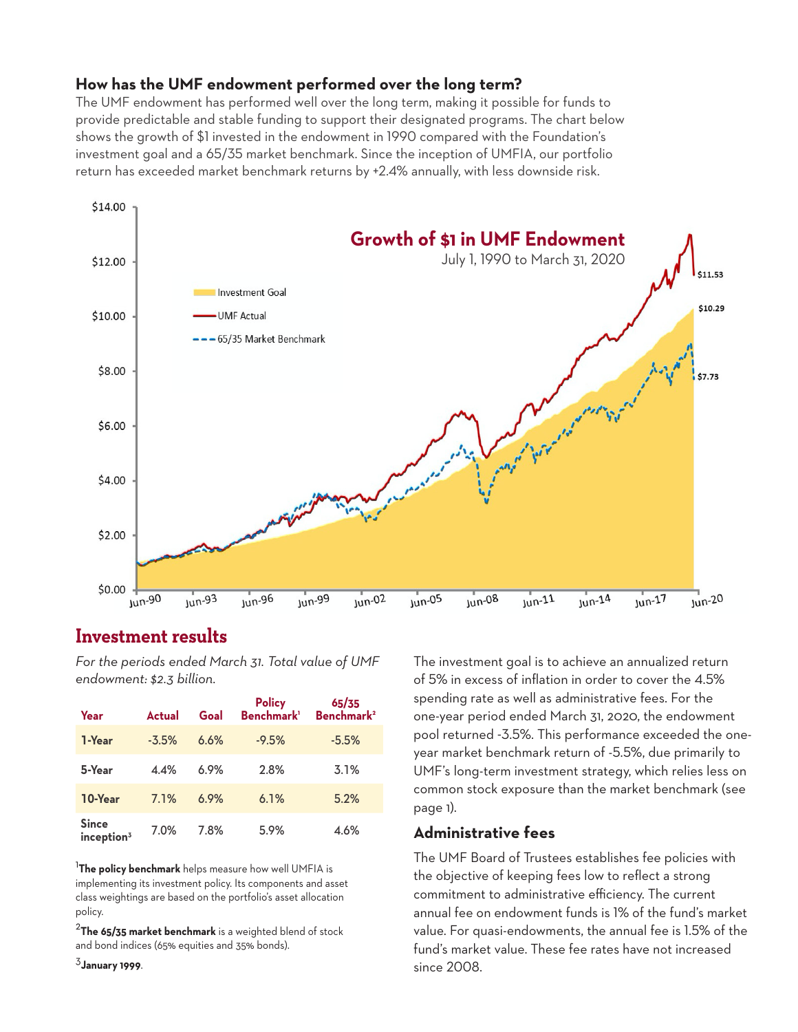### How has the UMF endowment performed over the long term?

The UMF endowment has performed well over the long term, making it possible for funds to provide predictable and stable funding to support their designated programs. The chart below shows the growth of $1 invested in the endowment in 1990 compared with the Foundation's investment goal and a 65/35 market benchmark. Since the inception of UMFIA, our portfolio return has exceeded market benchmark returns by +2.4% annually, with less downside risk.

**Growth of $1 in UMF Endowment**

July 1, 1990 to March 31, 2020

- Investment Goal: $10.29
- UMF Actual: $11.53
- 65/35 Market Benchmark: $7.73

## Investment results

*For the periods ended March 31. Total value of UMF endowment: $2.3 billion.*

| Year | Actual | Goal | Policy Benchmark[1] | 65/35 Benchmark[2] |
|---|---|---|---|---|
| 1-Year | -3.5% | 6.6% | -9.5% | -5.5% |
| 5-Year | 4.4% | 6.9% | 2.8% | 3.1% |
| 10-Year | 7.1% | 6.9% | 6.1% | 5.2% |
| Since inception[3] | 7.0% | 7.8% | 5.9% | 4.6% |

[1] **The policy benchmark** helps measure how well UMFIA is implementing its investment policy. Its components and asset class weightings are based on the portfolio's asset allocation policy.

[2] **The 65/35 market benchmark** is a weighted blend of stock and bond indices (65% equities and 35% bonds).

[3] **January 1999**.

The investment goal is to achieve an annualized return of 5% in excess of inflation in order to cover the 4.5% spending rate as well as administrative fees. For the one-year period ended March 31, 2020, the endowment pool returned -3.5%. This performance exceeded the one-year market benchmark return of -5.5%, due primarily to UMF's long-term investment strategy, which relies less on common stock exposure than the market benchmark (see page 1).

### Administrative fees

The UMF Board of Trustees establishes fee policies with the objective of keeping fees low to reflect a strong commitment to administrative efficiency. The current annual fee on endowment funds is 1% of the fund's market value. For quasi-endowments, the annual fee is 1.5% of the fund's market value. These fee rates have not increased since 2008.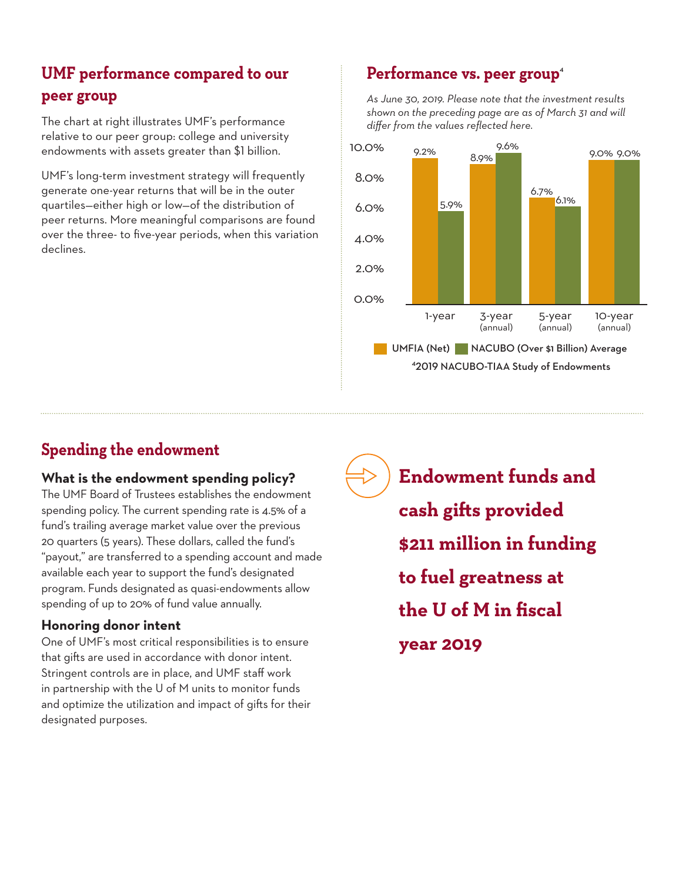## UMF performance compared to our peer group

The chart at right illustrates UMF's performance relative to our peer group: college and university endowments with assets greater than $1 billion.

UMF's long-term investment strategy will frequently generate one-year returns that will be in the outer quartiles—either high or low—of the distribution of peer returns. More meaningful comparisons are found over the three- to five-year periods, when this variation declines.

## Performance vs. peer group[4]

*As June 30, 2019. Please note that the investment results shown on the preceding page are as of March 31 and will differ from the values reflected here.*

| | 1-year | 3-year (annual) | 5-year (annual) | 10-year (annual) |
|---|---|---|---|---|
| UMFIA (Net) | 9.2% | 8.9% | 6.7% | 9.0% |
| NACUBO (Over $1 Billion) Average | 5.9% | 9.6% | 6.1% | 9.0% |

[4]2019 NACUBO-TIAA Study of Endowments

## Spending the endowment

### What is the endowment spending policy?

The UMF Board of Trustees establishes the endowment spending policy. The current spending rate is 4.5% of a fund's trailing average market value over the previous 20 quarters (5 years). These dollars, called the fund's "payout," are transferred to a spending account and made available each year to support the fund's designated program. Funds designated as quasi-endowments allow spending of up to 20% of fund value annually.

### Honoring donor intent

One of UMF's most critical responsibilities is to ensure that gifts are used in accordance with donor intent. Stringent controls are in place, and UMF staff work in partnership with the U of M units to monitor funds and optimize the utilization and impact of gifts for their designated purposes.

**Endowment funds and cash gifts provided $211 million in funding to fuel greatness at the U of M in fiscal year 2019**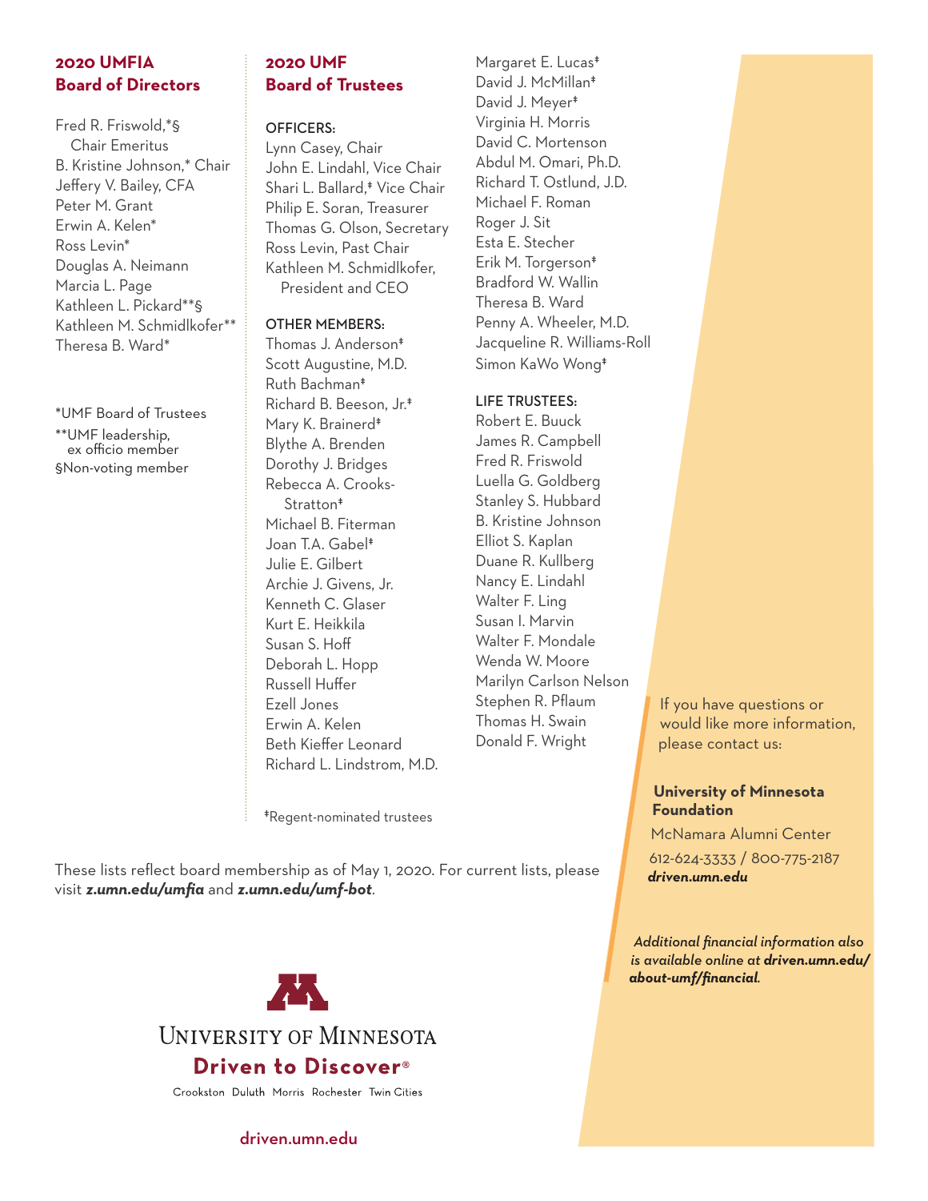## 2020 UMFIA Board of Directors

Fred R. Friswold,*§
Chair Emeritus
B. Kristine Johnson,* Chair
Jeffery V. Bailey, CFA
Peter M. Grant
Erwin A. Kelen*
Ross Levin*
Douglas A. Neimann
Marcia L. Page
Kathleen L. Pickard**§
Kathleen M. Schmidlkofer**
Theresa B. Ward*

*UMF Board of Trustees
**UMF leadership, ex officio member
§Non-voting member

## 2020 UMF Board of Trustees

OFFICERS:
Lynn Casey, Chair
John E. Lindahl, Vice Chair
Shari L. Ballard,‡ Vice Chair
Philip E. Soran, Treasurer
Thomas G. Olson, Secretary
Ross Levin, Past Chair
Kathleen M. Schmidlkofer, President and CEO

OTHER MEMBERS:
Thomas J. Anderson‡
Scott Augustine, M.D.
Ruth Bachman‡
Richard B. Beeson, Jr.‡
Mary K. Brainerd‡
Blythe A. Brenden
Dorothy J. Bridges
Rebecca A. Crooks-Stratton‡
Michael B. Fiterman
Joan T.A. Gabel‡
Julie E. Gilbert
Archie J. Givens, Jr.
Kenneth C. Glaser
Kurt E. Heikkila
Susan S. Hoff
Deborah L. Hopp
Russell Huffer
Ezell Jones
Erwin A. Kelen
Beth Kieffer Leonard
Richard L. Lindstrom, M.D.
Margaret E. Lucas‡
David J. McMillan‡
David J. Meyer‡
Virginia H. Morris
David C. Mortenson
Abdul M. Omari, Ph.D.
Richard T. Ostlund, J.D.
Michael F. Roman
Roger J. Sit
Esta E. Stecher
Erik M. Torgerson‡
Bradford W. Wallin
Theresa B. Ward
Penny A. Wheeler, M.D.
Jacqueline R. Williams-Roll
Simon KaWo Wong‡

LIFE TRUSTEES:
Robert E. Buuck
James R. Campbell
Fred R. Friswold
Luella G. Goldberg
Stanley S. Hubbard
B. Kristine Johnson
Elliot S. Kaplan
Duane R. Kullberg
Nancy E. Lindahl
Walter F. Ling
Susan I. Marvin
Walter F. Mondale
Wenda W. Moore
Marilyn Carlson Nelson
Stephen R. Pflaum
Thomas H. Swain
Donald F. Wright

‡Regent-nominated trustees

These lists reflect board membership as of May 1, 2020. For current lists, please visit ***z.umn.edu/umfia*** and ***z.umn.edu/umf-bot***.

If you have questions or would like more information, please contact us:

**University of Minnesota Foundation**
McNamara Alumni Center
612-624-3333 / 800-775-2187
***driven.umn.edu***

*Additional financial information also is available online at **driven.umn.edu/about-umf/financial**.*

University of Minnesota
**Driven to Discover®**
Crookston Duluth Morris Rochester Twin Cities

driven.umn.edu